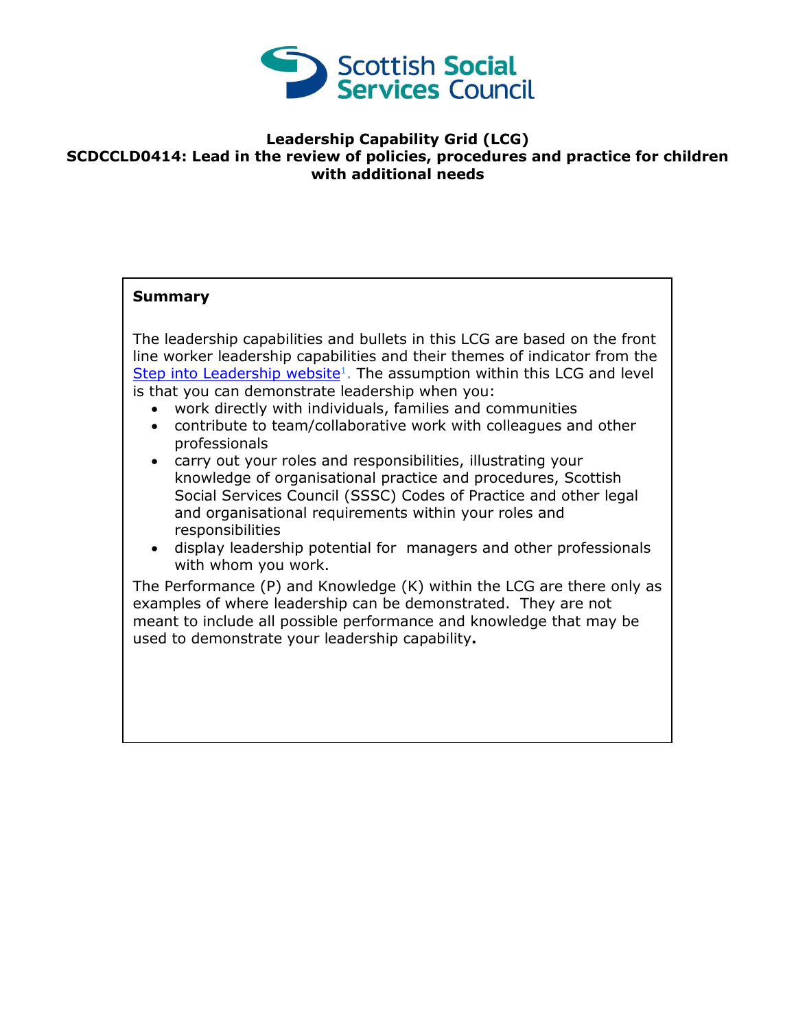**Leadership Capability Grid (LCG)**

**SCDCCLD0414: Lead in the review of policies, procedures and practice for children with additional needs**

**Summary**

The leadership capabilities and bullets in this LCG are based on the front line worker leadership capabilities and their themes of indicator from the Step into Leadership website[1]. The assumption within this LCG and level is that you can demonstrate leadership when you:

- work directly with individuals, families and communities
- contribute to team/collaborative work with colleagues and other professionals
- carry out your roles and responsibilities, illustrating your knowledge of organisational practice and procedures, Scottish Social Services Council (SSSC) Codes of Practice and other legal and organisational requirements within your roles and responsibilities
- display leadership potential for managers and other professionals with whom you work.

The Performance (P) and Knowledge (K) within the LCG are there only as examples of where leadership can be demonstrated. They are not meant to include all possible performance and knowledge that may be used to demonstrate your leadership capability**.**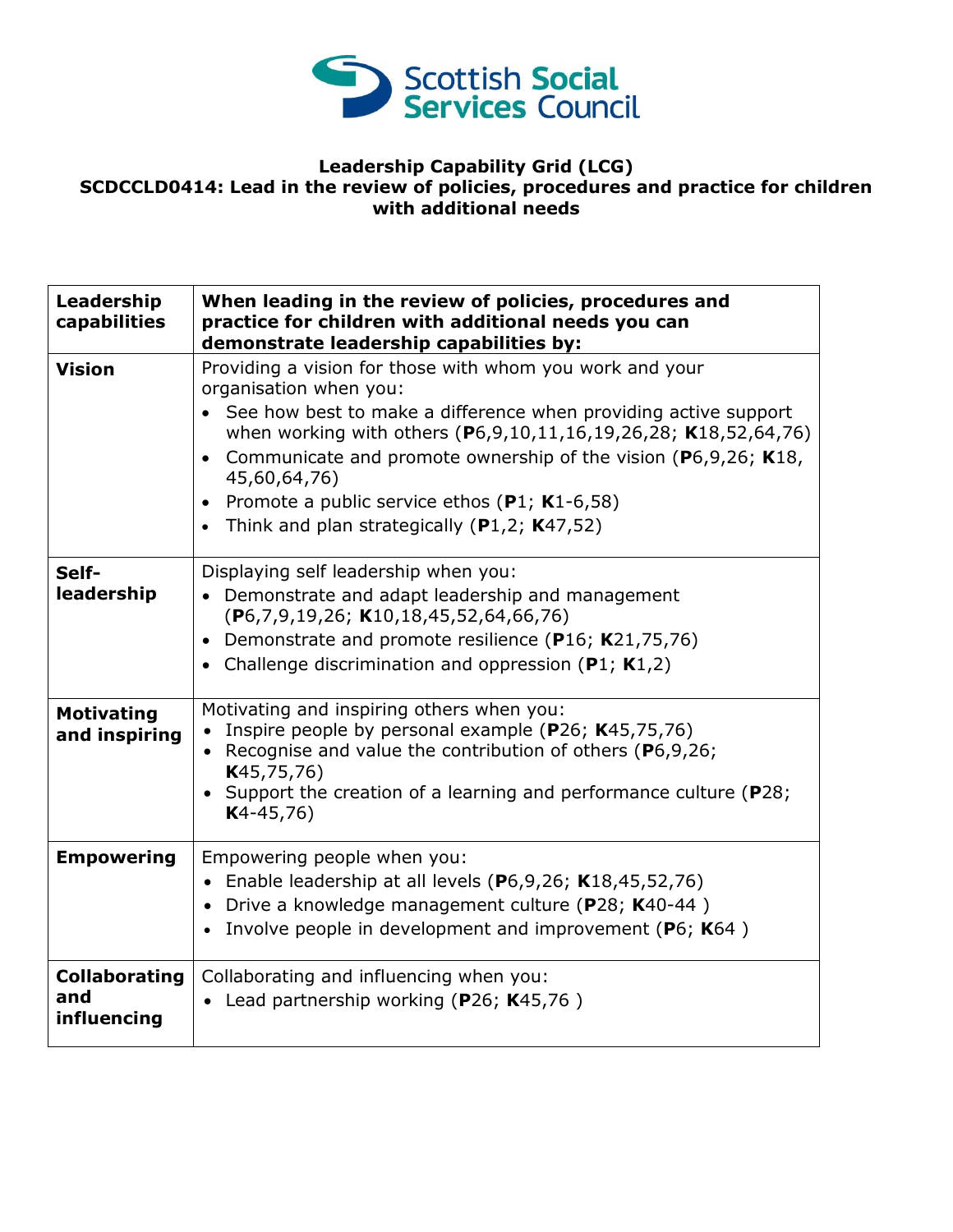Scottish Social Services Council

**Leadership Capability Grid (LCG)**
**SCDCCLD0414: Lead in the review of policies, procedures and practice for children with additional needs**

| Leadership capabilities | When leading in the review of policies, procedures and practice for children with additional needs you can demonstrate leadership capabilities by: |
|---|---|
| **Vision** | Providing a vision for those with whom you work and your organisation when you: <br>• See how best to make a difference when providing active support when working with others (**P**6,9,10,11,16,19,26,28; **K**18,52,64,76) <br>• Communicate and promote ownership of the vision (**P**6,9,26; **K**18, 45,60,64,76) <br>• Promote a public service ethos (**P**1; **K**1-6,58) <br>• Think and plan strategically (**P**1,2; **K**47,52) |
| **Self-leadership** | Displaying self leadership when you: <br>• Demonstrate and adapt leadership and management (**P**6,7,9,19,26; **K**10,18,45,52,64,66,76) <br>• Demonstrate and promote resilience (**P**16; **K**21,75,76) <br>• Challenge discrimination and oppression (**P**1; **K**1,2) |
| **Motivating and inspiring** | Motivating and inspiring others when you: <br>• Inspire people by personal example (**P**26; **K**45,75,76) <br>• Recognise and value the contribution of others (**P**6,9,26; **K**45,75,76) <br>• Support the creation of a learning and performance culture (**P**28; **K**4-45,76) |
| **Empowering** | Empowering people when you: <br>• Enable leadership at all levels (**P**6,9,26; **K**18,45,52,76) <br>• Drive a knowledge management culture (**P**28; **K**40-44 ) <br>• Involve people in development and improvement (**P**6; **K**64 ) |
| **Collaborating and influencing** | Collaborating and influencing when you: <br>• Lead partnership working (**P**26; **K**45,76 ) |